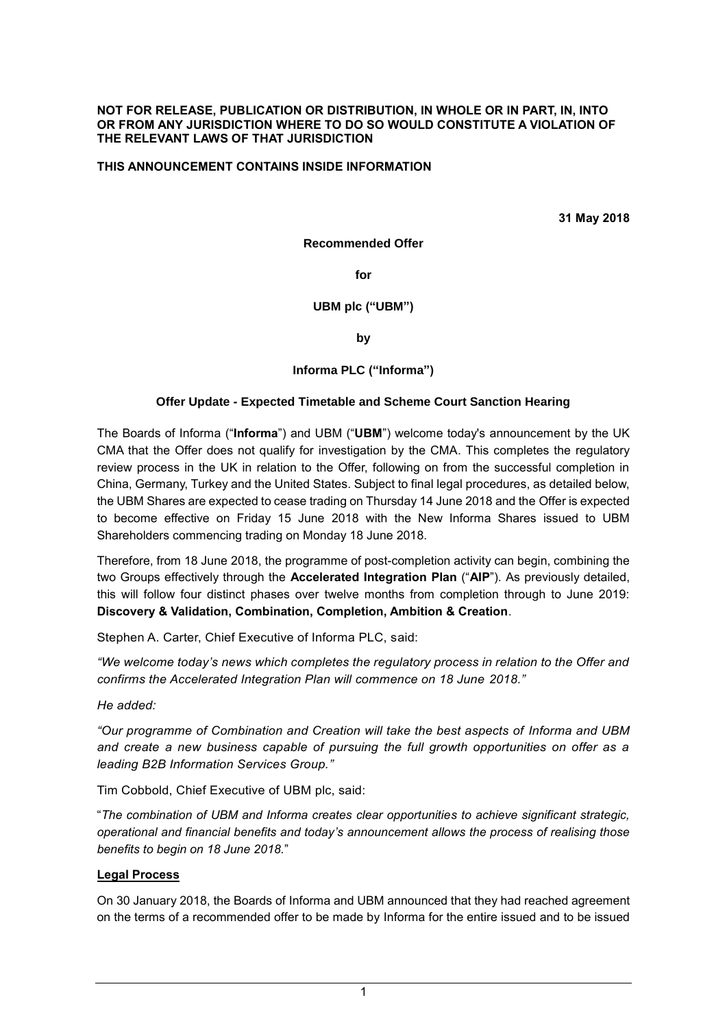**NOT FOR RELEASE, PUBLICATION OR DISTRIBUTION, IN WHOLE OR IN PART, IN, INTO OR FROM ANY JURISDICTION WHERE TO DO SO WOULD CONSTITUTE A VIOLATION OF THE RELEVANT LAWS OF THAT JURISDICTION**

**THIS ANNOUNCEMENT CONTAINS INSIDE INFORMATION**

**31 May 2018**

**Recommended Offer**

**for**

**UBM plc ("UBM")**

**by**

**Informa PLC ("Informa")**

**Offer Update - Expected Timetable and Scheme Court Sanction Hearing**

The Boards of Informa ("**Informa**") and UBM ("**UBM**") welcome today's announcement by the UK CMA that the Offer does not qualify for investigation by the CMA. This completes the regulatory review process in the UK in relation to the Offer, following on from the successful completion in China, Germany, Turkey and the United States. Subject to final legal procedures, as detailed below, the UBM Shares are expected to cease trading on Thursday 14 June 2018 and the Offer is expected to become effective on Friday 15 June 2018 with the New Informa Shares issued to UBM Shareholders commencing trading on Monday 18 June 2018.

Therefore, from 18 June 2018, the programme of post-completion activity can begin, combining the two Groups effectively through the **Accelerated Integration Plan** ("**AIP**"). As previously detailed, this will follow four distinct phases over twelve months from completion through to June 2019: **Discovery & Validation, Combination, Completion, Ambition & Creation**.

Stephen A. Carter, Chief Executive of Informa PLC, said:

*"We welcome today's news which completes the regulatory process in relation to the Offer and confirms the Accelerated Integration Plan will commence on 18 June 2018."*

*He added:*

*"Our programme of Combination and Creation will take the best aspects of Informa and UBM and create a new business capable of pursuing the full growth opportunities on offer as a leading B2B Information Services Group."*

Tim Cobbold, Chief Executive of UBM plc, said:

"*The combination of UBM and Informa creates clear opportunities to achieve significant strategic, operational and financial benefits and today's announcement allows the process of realising those benefits to begin on 18 June 2018.*"

**Legal Process**

On 30 January 2018, the Boards of Informa and UBM announced that they had reached agreement on the terms of a recommended offer to be made by Informa for the entire issued and to be issued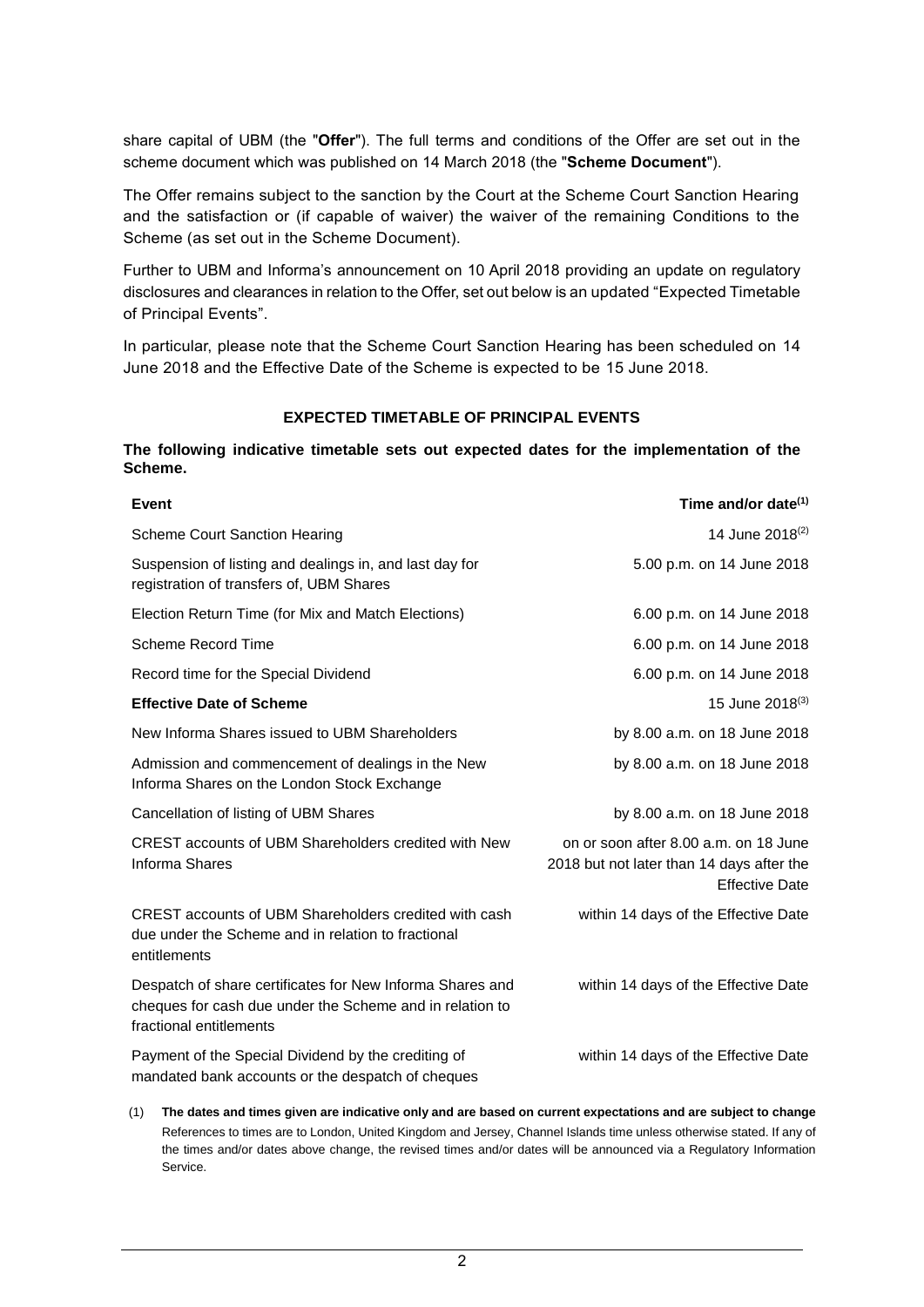share capital of UBM (the "**Offer**"). The full terms and conditions of the Offer are set out in the scheme document which was published on 14 March 2018 (the "**Scheme Document**").

The Offer remains subject to the sanction by the Court at the Scheme Court Sanction Hearing and the satisfaction or (if capable of waiver) the waiver of the remaining Conditions to the Scheme (as set out in the Scheme Document).

Further to UBM and Informa's announcement on 10 April 2018 providing an update on regulatory disclosures and clearances in relation to the Offer, set out below is an updated "Expected Timetable of Principal Events".

In particular, please note that the Scheme Court Sanction Hearing has been scheduled on 14 June 2018 and the Effective Date of the Scheme is expected to be 15 June 2018.

**EXPECTED TIMETABLE OF PRINCIPAL EVENTS**

**The following indicative timetable sets out expected dates for the implementation of the Scheme.**

| **Event** | **Time and/or date(1)** |
|---|---|
| Scheme Court Sanction Hearing | 14 June 2018(2) |
| Suspension of listing and dealings in, and last day for registration of transfers of, UBM Shares | 5.00 p.m. on 14 June 2018 |
| Election Return Time (for Mix and Match Elections) | 6.00 p.m. on 14 June 2018 |
| Scheme Record Time | 6.00 p.m. on 14 June 2018 |
| Record time for the Special Dividend | 6.00 p.m. on 14 June 2018 |
| **Effective Date of Scheme** | 15 June 2018(3) |
| New Informa Shares issued to UBM Shareholders | by 8.00 a.m. on 18 June 2018 |
| Admission and commencement of dealings in the New Informa Shares on the London Stock Exchange | by 8.00 a.m. on 18 June 2018 |
| Cancellation of listing of UBM Shares | by 8.00 a.m. on 18 June 2018 |
| CREST accounts of UBM Shareholders credited with New Informa Shares | on or soon after 8.00 a.m. on 18 June 2018 but not later than 14 days after the Effective Date |
| CREST accounts of UBM Shareholders credited with cash due under the Scheme and in relation to fractional entitlements | within 14 days of the Effective Date |
| Despatch of share certificates for New Informa Shares and cheques for cash due under the Scheme and in relation to fractional entitlements | within 14 days of the Effective Date |
| Payment of the Special Dividend by the crediting of mandated bank accounts or the despatch of cheques | within 14 days of the Effective Date |

(1) **The dates and times given are indicative only and are based on current expectations and are subject to change** References to times are to London, United Kingdom and Jersey, Channel Islands time unless otherwise stated. If any of the times and/or dates above change, the revised times and/or dates will be announced via a Regulatory Information Service.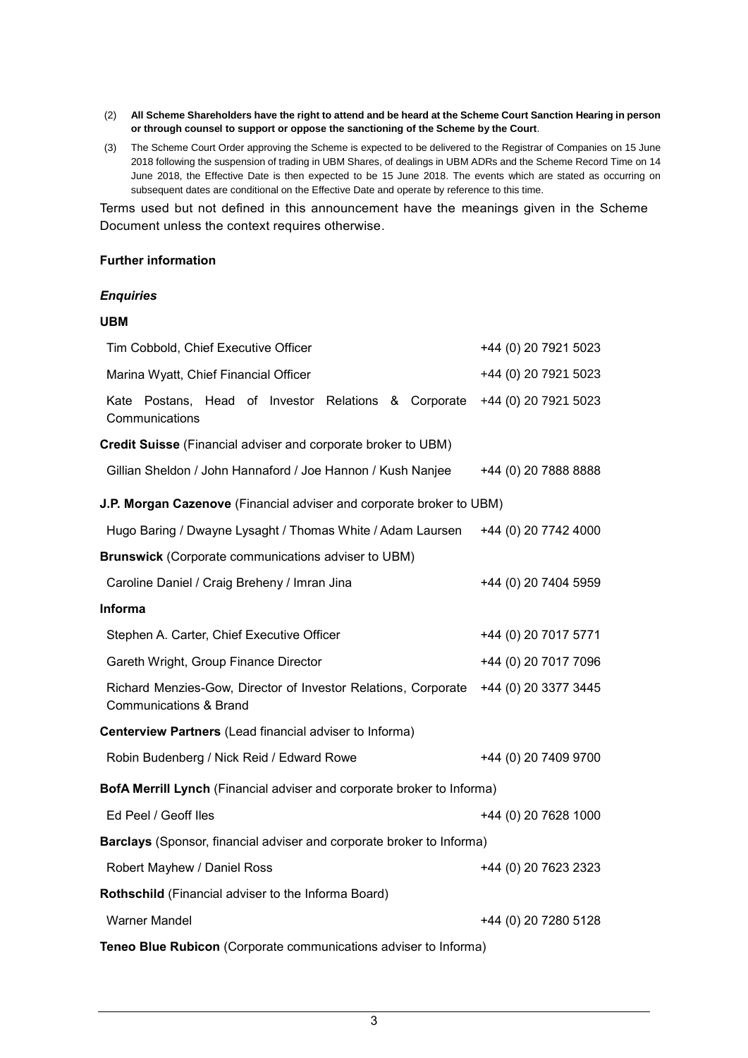(2) **All Scheme Shareholders have the right to attend and be heard at the Scheme Court Sanction Hearing in person or through counsel to support or oppose the sanctioning of the Scheme by the Court**.

(3) The Scheme Court Order approving the Scheme is expected to be delivered to the Registrar of Companies on 15 June 2018 following the suspension of trading in UBM Shares, of dealings in UBM ADRs and the Scheme Record Time on 14 June 2018, the Effective Date is then expected to be 15 June 2018. The events which are stated as occurring on subsequent dates are conditional on the Effective Date and operate by reference to this time.

Terms used but not defined in this announcement have the meanings given in the Scheme Document unless the context requires otherwise.

**Further information**

***Enquiries***

**UBM**

| | |
|---|---|
| Tim Cobbold, Chief Executive Officer | +44 (0) 20 7921 5023 |
| Marina Wyatt, Chief Financial Officer | +44 (0) 20 7921 5023 |
| Kate Postans, Head of Investor Relations & Corporate Communications | +44 (0) 20 7921 5023 |

**Credit Suisse** (Financial adviser and corporate broker to UBM)

| | |
|---|---|
| Gillian Sheldon / John Hannaford / Joe Hannon / Kush Nanjee | +44 (0) 20 7888 8888 |

**J.P. Morgan Cazenove** (Financial adviser and corporate broker to UBM)

| | |
|---|---|
| Hugo Baring / Dwayne Lysaght / Thomas White / Adam Laursen | +44 (0) 20 7742 4000 |

**Brunswick** (Corporate communications adviser to UBM)

| | |
|---|---|
| Caroline Daniel / Craig Breheny / Imran Jina | +44 (0) 20 7404 5959 |

**Informa**

| | |
|---|---|
| Stephen A. Carter, Chief Executive Officer | +44 (0) 20 7017 5771 |
| Gareth Wright, Group Finance Director | +44 (0) 20 7017 7096 |
| Richard Menzies-Gow, Director of Investor Relations, Corporate Communications & Brand | +44 (0) 20 3377 3445 |

**Centerview Partners** (Lead financial adviser to Informa)

| | |
|---|---|
| Robin Budenberg / Nick Reid / Edward Rowe | +44 (0) 20 7409 9700 |

**BofA Merrill Lynch** (Financial adviser and corporate broker to Informa)

| | |
|---|---|
| Ed Peel / Geoff Iles | +44 (0) 20 7628 1000 |

**Barclays** (Sponsor, financial adviser and corporate broker to Informa)

| | |
|---|---|
| Robert Mayhew / Daniel Ross | +44 (0) 20 7623 2323 |

**Rothschild** (Financial adviser to the Informa Board)

| | |
|---|---|
| Warner Mandel | +44 (0) 20 7280 5128 |

**Teneo Blue Rubicon** (Corporate communications adviser to Informa)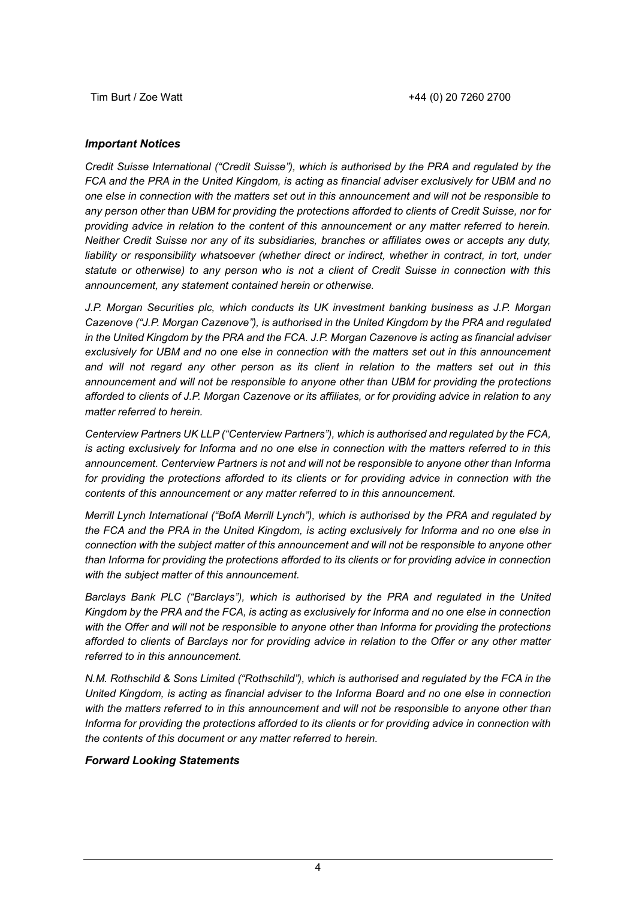Tim Burt / Zoe Watt +44 (0) 20 7260 2700

### *Important Notices*

*Credit Suisse International ("Credit Suisse"), which is authorised by the PRA and regulated by the FCA and the PRA in the United Kingdom, is acting as financial adviser exclusively for UBM and no one else in connection with the matters set out in this announcement and will not be responsible to any person other than UBM for providing the protections afforded to clients of Credit Suisse, nor for providing advice in relation to the content of this announcement or any matter referred to herein. Neither Credit Suisse nor any of its subsidiaries, branches or affiliates owes or accepts any duty, liability or responsibility whatsoever (whether direct or indirect, whether in contract, in tort, under statute or otherwise) to any person who is not a client of Credit Suisse in connection with this announcement, any statement contained herein or otherwise.*

*J.P. Morgan Securities plc, which conducts its UK investment banking business as J.P. Morgan Cazenove ("J.P. Morgan Cazenove"), is authorised in the United Kingdom by the PRA and regulated in the United Kingdom by the PRA and the FCA. J.P. Morgan Cazenove is acting as financial adviser exclusively for UBM and no one else in connection with the matters set out in this announcement and will not regard any other person as its client in relation to the matters set out in this announcement and will not be responsible to anyone other than UBM for providing the protections afforded to clients of J.P. Morgan Cazenove or its affiliates, or for providing advice in relation to any matter referred to herein.*

*Centerview Partners UK LLP ("Centerview Partners"), which is authorised and regulated by the FCA, is acting exclusively for Informa and no one else in connection with the matters referred to in this announcement. Centerview Partners is not and will not be responsible to anyone other than Informa for providing the protections afforded to its clients or for providing advice in connection with the contents of this announcement or any matter referred to in this announcement.*

*Merrill Lynch International ("BofA Merrill Lynch"), which is authorised by the PRA and regulated by the FCA and the PRA in the United Kingdom, is acting exclusively for Informa and no one else in connection with the subject matter of this announcement and will not be responsible to anyone other than Informa for providing the protections afforded to its clients or for providing advice in connection with the subject matter of this announcement.*

*Barclays Bank PLC ("Barclays"), which is authorised by the PRA and regulated in the United Kingdom by the PRA and the FCA, is acting as exclusively for Informa and no one else in connection with the Offer and will not be responsible to anyone other than Informa for providing the protections afforded to clients of Barclays nor for providing advice in relation to the Offer or any other matter referred to in this announcement.*

*N.M. Rothschild & Sons Limited ("Rothschild"), which is authorised and regulated by the FCA in the United Kingdom, is acting as financial adviser to the Informa Board and no one else in connection with the matters referred to in this announcement and will not be responsible to anyone other than Informa for providing the protections afforded to its clients or for providing advice in connection with the contents of this document or any matter referred to herein.*

### *Forward Looking Statements*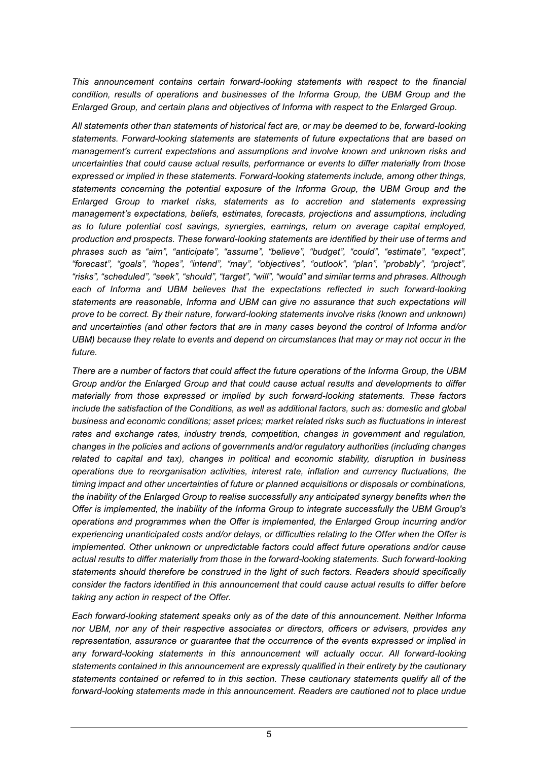*This announcement contains certain forward-looking statements with respect to the financial condition, results of operations and businesses of the Informa Group, the UBM Group and the Enlarged Group, and certain plans and objectives of Informa with respect to the Enlarged Group.*

*All statements other than statements of historical fact are, or may be deemed to be, forward-looking statements. Forward-looking statements are statements of future expectations that are based on management's current expectations and assumptions and involve known and unknown risks and uncertainties that could cause actual results, performance or events to differ materially from those expressed or implied in these statements. Forward-looking statements include, among other things, statements concerning the potential exposure of the Informa Group, the UBM Group and the Enlarged Group to market risks, statements as to accretion and statements expressing management's expectations, beliefs, estimates, forecasts, projections and assumptions, including as to future potential cost savings, synergies, earnings, return on average capital employed, production and prospects. These forward-looking statements are identified by their use of terms and phrases such as "aim", "anticipate", "assume", "believe", "budget", "could", "estimate", "expect", "forecast", "goals", "hopes", "intend", "may", "objectives", "outlook", "plan", "probably", "project", "risks", "scheduled", "seek", "should", "target", "will", "would" and similar terms and phrases. Although each of Informa and UBM believes that the expectations reflected in such forward-looking statements are reasonable, Informa and UBM can give no assurance that such expectations will prove to be correct. By their nature, forward-looking statements involve risks (known and unknown) and uncertainties (and other factors that are in many cases beyond the control of Informa and/or UBM) because they relate to events and depend on circumstances that may or may not occur in the future.*

*There are a number of factors that could affect the future operations of the Informa Group, the UBM Group and/or the Enlarged Group and that could cause actual results and developments to differ materially from those expressed or implied by such forward-looking statements. These factors include the satisfaction of the Conditions, as well as additional factors, such as: domestic and global business and economic conditions; asset prices; market related risks such as fluctuations in interest rates and exchange rates, industry trends, competition, changes in government and regulation, changes in the policies and actions of governments and/or regulatory authorities (including changes related to capital and tax), changes in political and economic stability, disruption in business operations due to reorganisation activities, interest rate, inflation and currency fluctuations, the timing impact and other uncertainties of future or planned acquisitions or disposals or combinations, the inability of the Enlarged Group to realise successfully any anticipated synergy benefits when the Offer is implemented, the inability of the Informa Group to integrate successfully the UBM Group's operations and programmes when the Offer is implemented, the Enlarged Group incurring and/or experiencing unanticipated costs and/or delays, or difficulties relating to the Offer when the Offer is implemented. Other unknown or unpredictable factors could affect future operations and/or cause actual results to differ materially from those in the forward-looking statements. Such forward-looking statements should therefore be construed in the light of such factors. Readers should specifically consider the factors identified in this announcement that could cause actual results to differ before taking any action in respect of the Offer.*

*Each forward-looking statement speaks only as of the date of this announcement. Neither Informa nor UBM, nor any of their respective associates or directors, officers or advisers, provides any representation, assurance or guarantee that the occurrence of the events expressed or implied in any forward-looking statements in this announcement will actually occur. All forward-looking statements contained in this announcement are expressly qualified in their entirety by the cautionary statements contained or referred to in this section. These cautionary statements qualify all of the forward-looking statements made in this announcement. Readers are cautioned not to place undue*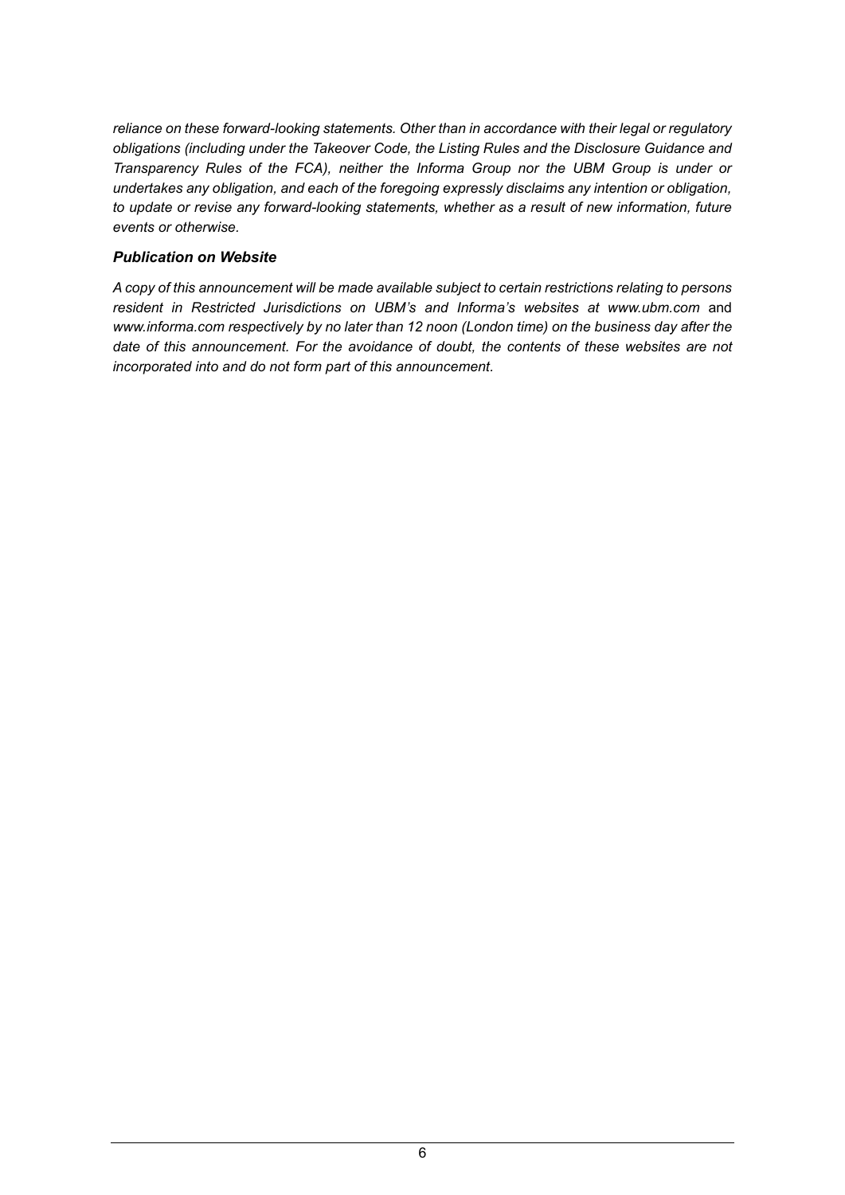*reliance on these forward-looking statements. Other than in accordance with their legal or regulatory obligations (including under the Takeover Code, the Listing Rules and the Disclosure Guidance and Transparency Rules of the FCA), neither the Informa Group nor the UBM Group is under or undertakes any obligation, and each of the foregoing expressly disclaims any intention or obligation, to update or revise any forward-looking statements, whether as a result of new information, future events or otherwise.*

### ***Publication on Website***

*A copy of this announcement will be made available subject to certain restrictions relating to persons resident in Restricted Jurisdictions on UBM's and Informa's websites at www.ubm.com* and *www.informa.com respectively by no later than 12 noon (London time) on the business day after the date of this announcement. For the avoidance of doubt, the contents of these websites are not incorporated into and do not form part of this announcement.*